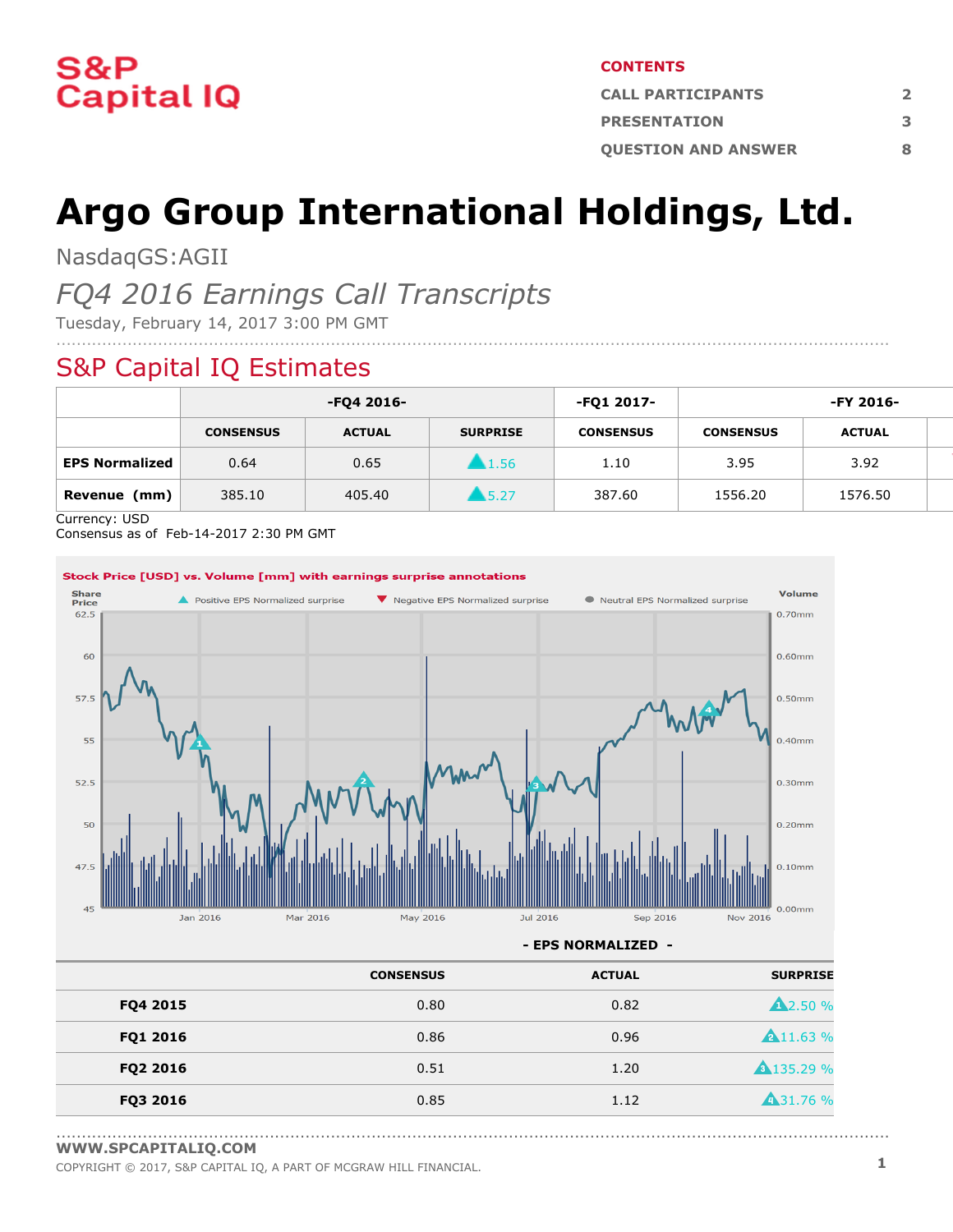S&P Capital IQ

**CONTENTS**

| | |
|---|---|
| CALL PARTICIPANTS | 2 |
| PRESENTATION | 3 |
| QUESTION AND ANSWER | 8 |

# Argo Group International Holdings, Ltd.

NasdaqGS:AGII

*FQ4 2016 Earnings Call Transcripts*

Tuesday, February 14, 2017 3:00 PM GMT

## S&P Capital IQ Estimates

| | -FQ4 2016- | | | -FQ1 2017- | -FY 2016- | |
|---|---|---|---|---|---|---|
| | CONSENSUS | ACTUAL | SURPRISE | CONSENSUS | CONSENSUS | ACTUAL |
| **EPS Normalized** | 0.64 | 0.65 | 1.56 | 1.10 | 3.95 | 3.92 |
| **Revenue (mm)** | 385.10 | 405.40 | 5.27 | 387.60 | 1556.20 | 1576.50 |

Currency: USD
Consensus as of Feb-14-2017 2:30 PM GMT

**Stock Price [USD] vs. Volume [mm] with earnings surprise annotations**

**- EPS NORMALIZED -**

| | CONSENSUS | ACTUAL | SURPRISE |
|---|---|---|---|
| **FQ4 2015** | 0.80 | 0.82 | 2.50 % |
| **FQ1 2016** | 0.86 | 0.96 | 11.63 % |
| **FQ2 2016** | 0.51 | 1.20 | 135.29 % |
| **FQ3 2016** | 0.85 | 1.12 | 31.76 % |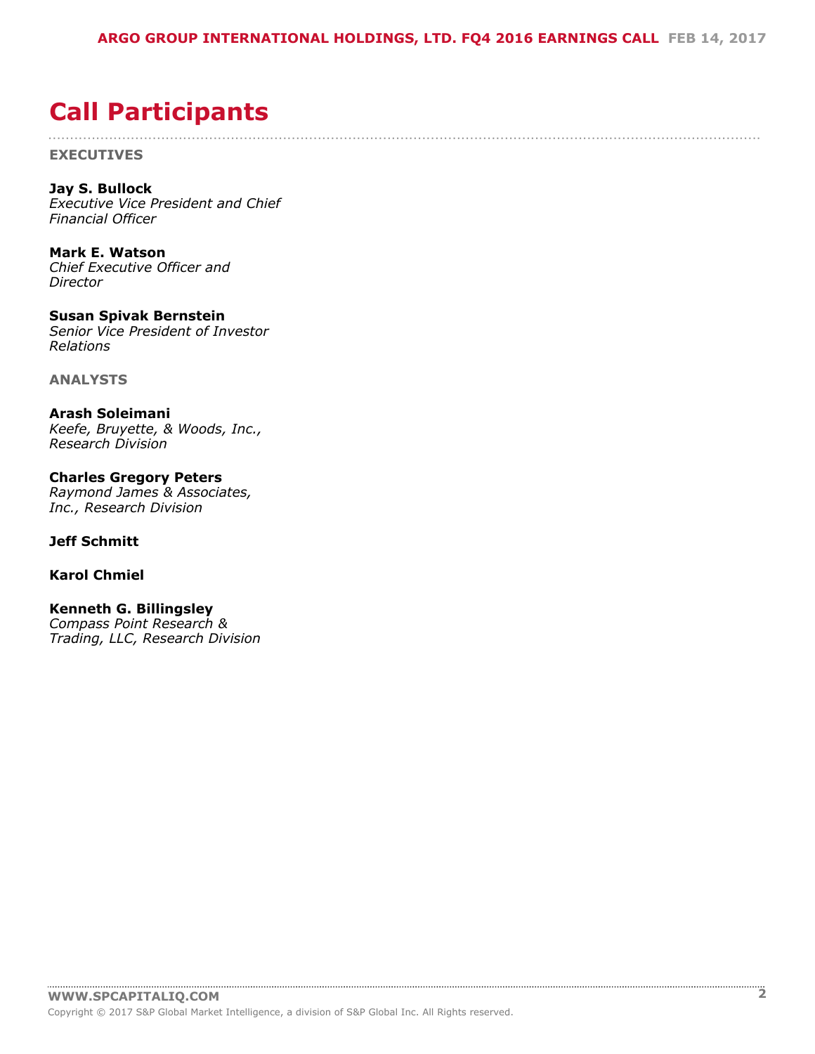# Call Participants

**EXECUTIVES**

**Jay S. Bullock**
*Executive Vice President and Chief Financial Officer*

**Mark E. Watson**
*Chief Executive Officer and Director*

**Susan Spivak Bernstein**
*Senior Vice President of Investor Relations*

**ANALYSTS**

**Arash Soleimani**
*Keefe, Bruyette, & Woods, Inc., Research Division*

**Charles Gregory Peters**
*Raymond James & Associates, Inc., Research Division*

**Jeff Schmitt**

**Karol Chmiel**

**Kenneth G. Billingsley**
*Compass Point Research & Trading, LLC, Research Division*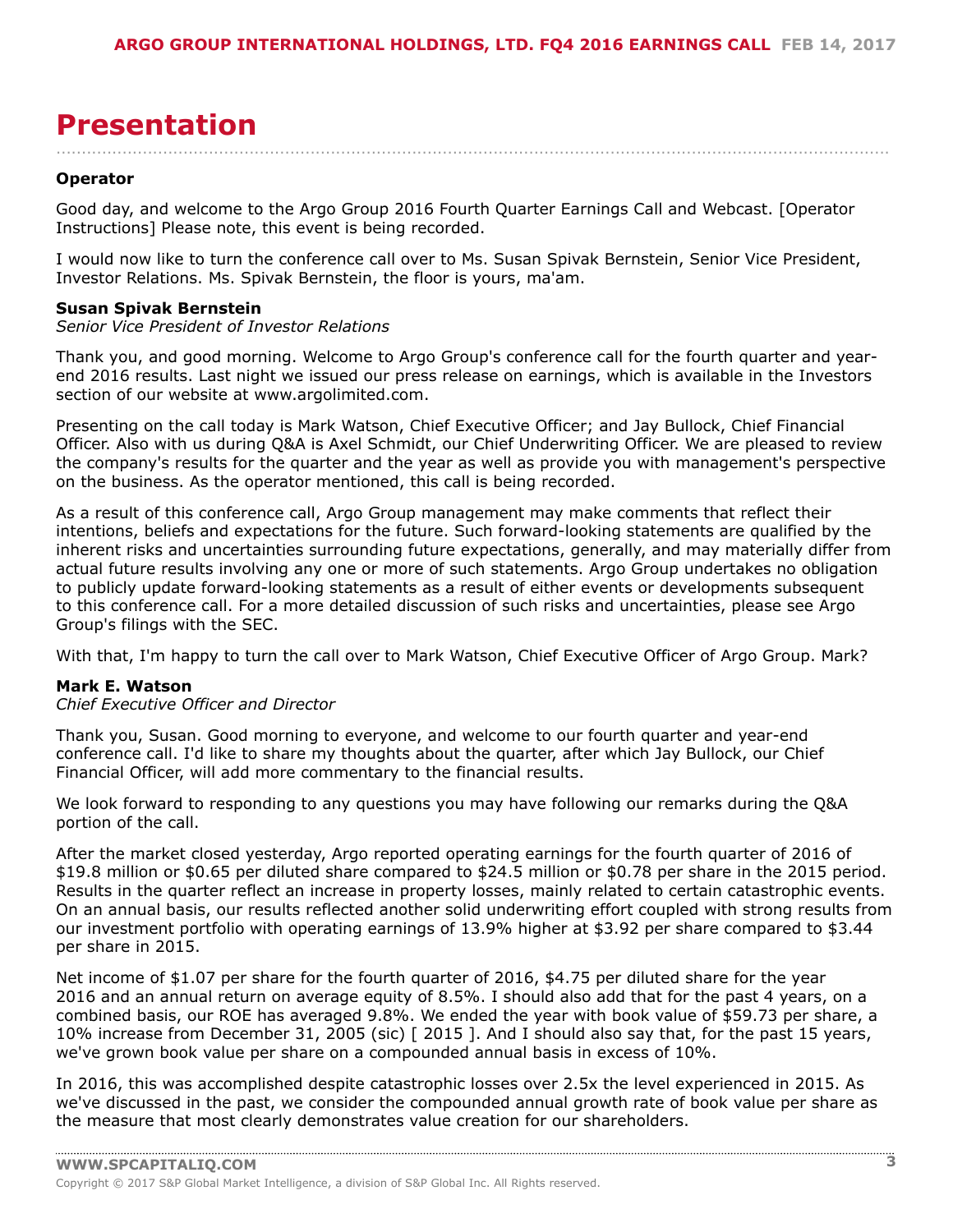# Presentation

**Operator**

Good day, and welcome to the Argo Group 2016 Fourth Quarter Earnings Call and Webcast. [Operator Instructions] Please note, this event is being recorded.

I would now like to turn the conference call over to Ms. Susan Spivak Bernstein, Senior Vice President, Investor Relations. Ms. Spivak Bernstein, the floor is yours, ma'am.

**Susan Spivak Bernstein**
*Senior Vice President of Investor Relations*

Thank you, and good morning. Welcome to Argo Group's conference call for the fourth quarter and year-end 2016 results. Last night we issued our press release on earnings, which is available in the Investors section of our website at www.argolimited.com.

Presenting on the call today is Mark Watson, Chief Executive Officer; and Jay Bullock, Chief Financial Officer. Also with us during Q&A is Axel Schmidt, our Chief Underwriting Officer. We are pleased to review the company's results for the quarter and the year as well as provide you with management's perspective on the business. As the operator mentioned, this call is being recorded.

As a result of this conference call, Argo Group management may make comments that reflect their intentions, beliefs and expectations for the future. Such forward-looking statements are qualified by the inherent risks and uncertainties surrounding future expectations, generally, and may materially differ from actual future results involving any one or more of such statements. Argo Group undertakes no obligation to publicly update forward-looking statements as a result of either events or developments subsequent to this conference call. For a more detailed discussion of such risks and uncertainties, please see Argo Group's filings with the SEC.

With that, I'm happy to turn the call over to Mark Watson, Chief Executive Officer of Argo Group. Mark?

**Mark E. Watson**
*Chief Executive Officer and Director*

Thank you, Susan. Good morning to everyone, and welcome to our fourth quarter and year-end conference call. I'd like to share my thoughts about the quarter, after which Jay Bullock, our Chief Financial Officer, will add more commentary to the financial results.

We look forward to responding to any questions you may have following our remarks during the Q&A portion of the call.

After the market closed yesterday, Argo reported operating earnings for the fourth quarter of 2016 of $19.8 million or $0.65 per diluted share compared to $24.5 million or $0.78 per share in the 2015 period. Results in the quarter reflect an increase in property losses, mainly related to certain catastrophic events. On an annual basis, our results reflected another solid underwriting effort coupled with strong results from our investment portfolio with operating earnings of 13.9% higher at $3.92 per share compared to $3.44 per share in 2015.

Net income of $1.07 per share for the fourth quarter of 2016, $4.75 per diluted share for the year 2016 and an annual return on average equity of 8.5%. I should also add that for the past 4 years, on a combined basis, our ROE has averaged 9.8%. We ended the year with book value of $59.73 per share, a 10% increase from December 31, 2005 (sic) [ 2015 ]. And I should also say that, for the past 15 years, we've grown book value per share on a compounded annual basis in excess of 10%.

In 2016, this was accomplished despite catastrophic losses over 2.5x the level experienced in 2015. As we've discussed in the past, we consider the compounded annual growth rate of book value per share as the measure that most clearly demonstrates value creation for our shareholders.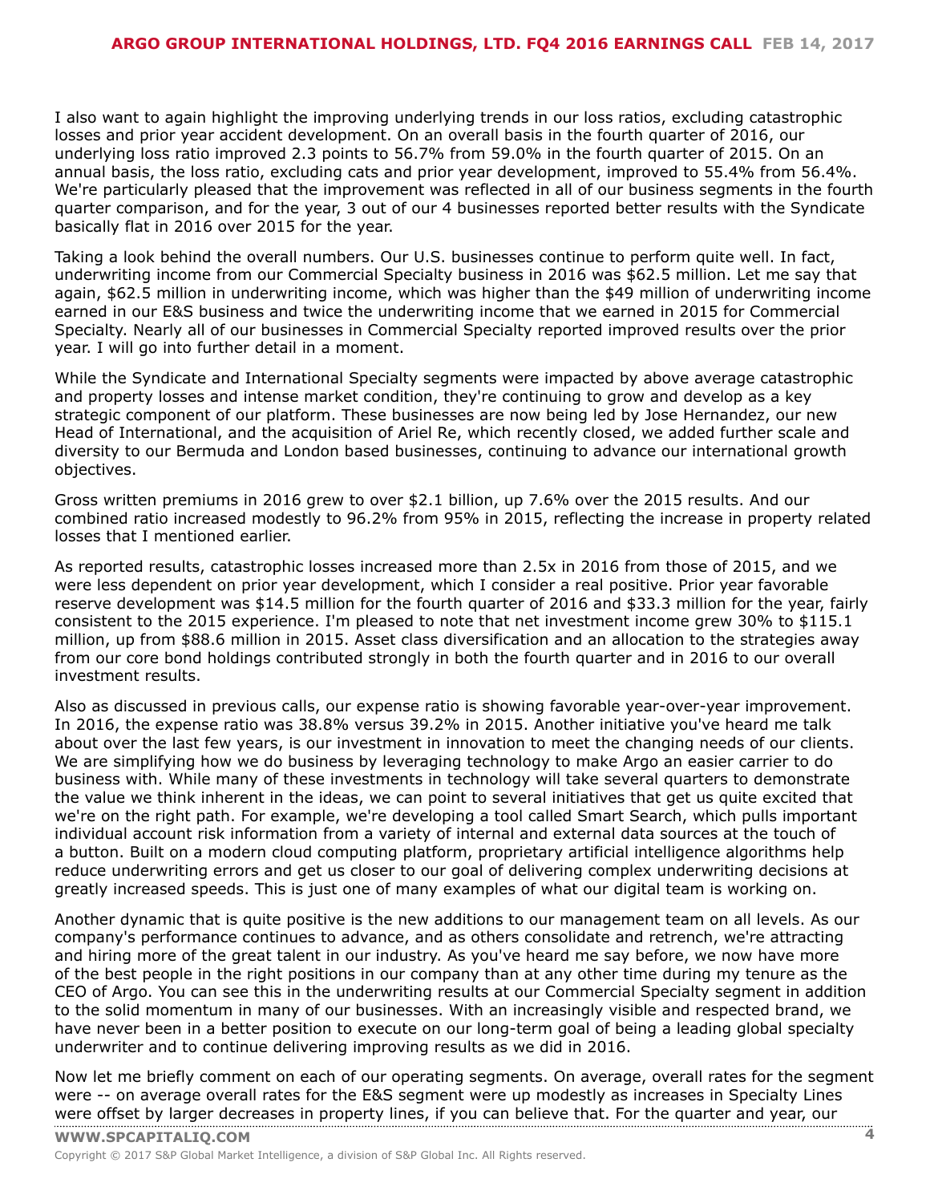I also want to again highlight the improving underlying trends in our loss ratios, excluding catastrophic losses and prior year accident development. On an overall basis in the fourth quarter of 2016, our underlying loss ratio improved 2.3 points to 56.7% from 59.0% in the fourth quarter of 2015. On an annual basis, the loss ratio, excluding cats and prior year development, improved to 55.4% from 56.4%. We're particularly pleased that the improvement was reflected in all of our business segments in the fourth quarter comparison, and for the year, 3 out of our 4 businesses reported better results with the Syndicate basically flat in 2016 over 2015 for the year.

Taking a look behind the overall numbers. Our U.S. businesses continue to perform quite well. In fact, underwriting income from our Commercial Specialty business in 2016 was $62.5 million. Let me say that again, $62.5 million in underwriting income, which was higher than the $49 million of underwriting income earned in our E&S business and twice the underwriting income that we earned in 2015 for Commercial Specialty. Nearly all of our businesses in Commercial Specialty reported improved results over the prior year. I will go into further detail in a moment.

While the Syndicate and International Specialty segments were impacted by above average catastrophic and property losses and intense market condition, they're continuing to grow and develop as a key strategic component of our platform. These businesses are now being led by Jose Hernandez, our new Head of International, and the acquisition of Ariel Re, which recently closed, we added further scale and diversity to our Bermuda and London based businesses, continuing to advance our international growth objectives.

Gross written premiums in 2016 grew to over $2.1 billion, up 7.6% over the 2015 results. And our combined ratio increased modestly to 96.2% from 95% in 2015, reflecting the increase in property related losses that I mentioned earlier.

As reported results, catastrophic losses increased more than 2.5x in 2016 from those of 2015, and we were less dependent on prior year development, which I consider a real positive. Prior year favorable reserve development was $14.5 million for the fourth quarter of 2016 and $33.3 million for the year, fairly consistent to the 2015 experience. I'm pleased to note that net investment income grew 30% to $115.1 million, up from $88.6 million in 2015. Asset class diversification and an allocation to the strategies away from our core bond holdings contributed strongly in both the fourth quarter and in 2016 to our overall investment results.

Also as discussed in previous calls, our expense ratio is showing favorable year-over-year improvement. In 2016, the expense ratio was 38.8% versus 39.2% in 2015. Another initiative you've heard me talk about over the last few years, is our investment in innovation to meet the changing needs of our clients. We are simplifying how we do business by leveraging technology to make Argo an easier carrier to do business with. While many of these investments in technology will take several quarters to demonstrate the value we think inherent in the ideas, we can point to several initiatives that get us quite excited that we're on the right path. For example, we're developing a tool called Smart Search, which pulls important individual account risk information from a variety of internal and external data sources at the touch of a button. Built on a modern cloud computing platform, proprietary artificial intelligence algorithms help reduce underwriting errors and get us closer to our goal of delivering complex underwriting decisions at greatly increased speeds. This is just one of many examples of what our digital team is working on.

Another dynamic that is quite positive is the new additions to our management team on all levels. As our company's performance continues to advance, and as others consolidate and retrench, we're attracting and hiring more of the great talent in our industry. As you've heard me say before, we now have more of the best people in the right positions in our company than at any other time during my tenure as the CEO of Argo. You can see this in the underwriting results at our Commercial Specialty segment in addition to the solid momentum in many of our businesses. With an increasingly visible and respected brand, we have never been in a better position to execute on our long-term goal of being a leading global specialty underwriter and to continue delivering improving results as we did in 2016.

Now let me briefly comment on each of our operating segments. On average, overall rates for the segment were -- on average overall rates for the E&S segment were up modestly as increases in Specialty Lines were offset by larger decreases in property lines, if you can believe that. For the quarter and year, our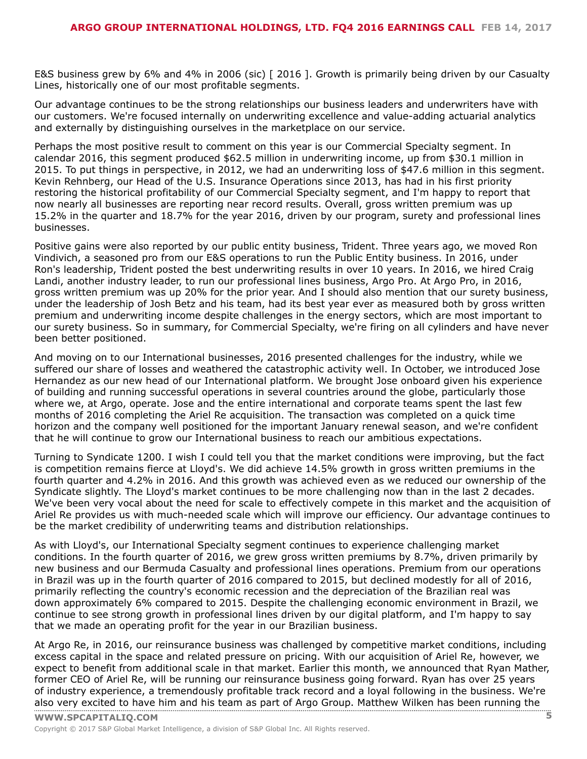E&S business grew by 6% and 4% in 2006 (sic) [ 2016 ]. Growth is primarily being driven by our Casualty Lines, historically one of our most profitable segments.

Our advantage continues to be the strong relationships our business leaders and underwriters have with our customers. We're focused internally on underwriting excellence and value-adding actuarial analytics and externally by distinguishing ourselves in the marketplace on our service.

Perhaps the most positive result to comment on this year is our Commercial Specialty segment. In calendar 2016, this segment produced $62.5 million in underwriting income, up from $30.1 million in 2015. To put things in perspective, in 2012, we had an underwriting loss of $47.6 million in this segment. Kevin Rehnberg, our Head of the U.S. Insurance Operations since 2013, has had in his first priority restoring the historical profitability of our Commercial Specialty segment, and I'm happy to report that now nearly all businesses are reporting near record results. Overall, gross written premium was up 15.2% in the quarter and 18.7% for the year 2016, driven by our program, surety and professional lines businesses.

Positive gains were also reported by our public entity business, Trident. Three years ago, we moved Ron Vindivich, a seasoned pro from our E&S operations to run the Public Entity business. In 2016, under Ron's leadership, Trident posted the best underwriting results in over 10 years. In 2016, we hired Craig Landi, another industry leader, to run our professional lines business, Argo Pro. At Argo Pro, in 2016, gross written premium was up 20% for the prior year. And I should also mention that our surety business, under the leadership of Josh Betz and his team, had its best year ever as measured both by gross written premium and underwriting income despite challenges in the energy sectors, which are most important to our surety business. So in summary, for Commercial Specialty, we're firing on all cylinders and have never been better positioned.

And moving on to our International businesses, 2016 presented challenges for the industry, while we suffered our share of losses and weathered the catastrophic activity well. In October, we introduced Jose Hernandez as our new head of our International platform. We brought Jose onboard given his experience of building and running successful operations in several countries around the globe, particularly those where we, at Argo, operate. Jose and the entire international and corporate teams spent the last few months of 2016 completing the Ariel Re acquisition. The transaction was completed on a quick time horizon and the company well positioned for the important January renewal season, and we're confident that he will continue to grow our International business to reach our ambitious expectations.

Turning to Syndicate 1200. I wish I could tell you that the market conditions were improving, but the fact is competition remains fierce at Lloyd's. We did achieve 14.5% growth in gross written premiums in the fourth quarter and 4.2% in 2016. And this growth was achieved even as we reduced our ownership of the Syndicate slightly. The Lloyd's market continues to be more challenging now than in the last 2 decades. We've been very vocal about the need for scale to effectively compete in this market and the acquisition of Ariel Re provides us with much-needed scale which will improve our efficiency. Our advantage continues to be the market credibility of underwriting teams and distribution relationships.

As with Lloyd's, our International Specialty segment continues to experience challenging market conditions. In the fourth quarter of 2016, we grew gross written premiums by 8.7%, driven primarily by new business and our Bermuda Casualty and professional lines operations. Premium from our operations in Brazil was up in the fourth quarter of 2016 compared to 2015, but declined modestly for all of 2016, primarily reflecting the country's economic recession and the depreciation of the Brazilian real was down approximately 6% compared to 2015. Despite the challenging economic environment in Brazil, we continue to see strong growth in professional lines driven by our digital platform, and I'm happy to say that we made an operating profit for the year in our Brazilian business.

At Argo Re, in 2016, our reinsurance business was challenged by competitive market conditions, including excess capital in the space and related pressure on pricing. With our acquisition of Ariel Re, however, we expect to benefit from additional scale in that market. Earlier this month, we announced that Ryan Mather, former CEO of Ariel Re, will be running our reinsurance business going forward. Ryan has over 25 years of industry experience, a tremendously profitable track record and a loyal following in the business. We're also very excited to have him and his team as part of Argo Group. Matthew Wilken has been running the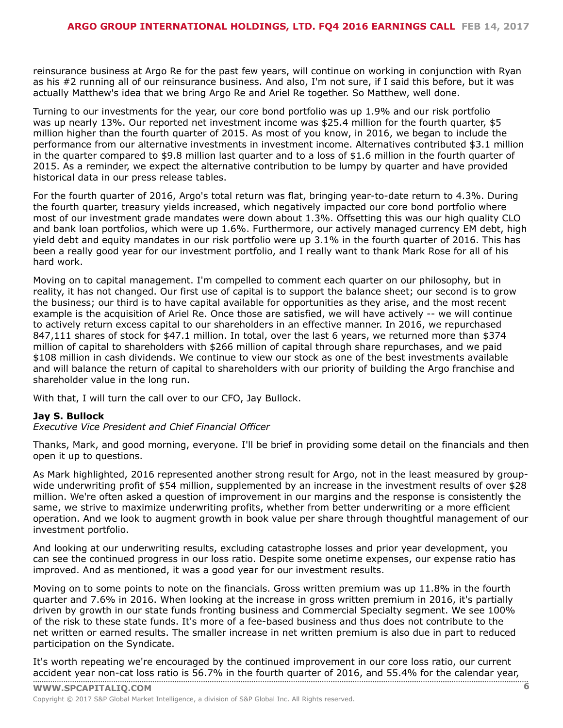reinsurance business at Argo Re for the past few years, will continue on working in conjunction with Ryan as his #2 running all of our reinsurance business. And also, I'm not sure, if I said this before, but it was actually Matthew's idea that we bring Argo Re and Ariel Re together. So Matthew, well done.

Turning to our investments for the year, our core bond portfolio was up 1.9% and our risk portfolio was up nearly 13%. Our reported net investment income was $25.4 million for the fourth quarter, $5 million higher than the fourth quarter of 2015. As most of you know, in 2016, we began to include the performance from our alternative investments in investment income. Alternatives contributed $3.1 million in the quarter compared to $9.8 million last quarter and to a loss of $1.6 million in the fourth quarter of 2015. As a reminder, we expect the alternative contribution to be lumpy by quarter and have provided historical data in our press release tables.

For the fourth quarter of 2016, Argo's total return was flat, bringing year-to-date return to 4.3%. During the fourth quarter, treasury yields increased, which negatively impacted our core bond portfolio where most of our investment grade mandates were down about 1.3%. Offsetting this was our high quality CLO and bank loan portfolios, which were up 1.6%. Furthermore, our actively managed currency EM debt, high yield debt and equity mandates in our risk portfolio were up 3.1% in the fourth quarter of 2016. This has been a really good year for our investment portfolio, and I really want to thank Mark Rose for all of his hard work.

Moving on to capital management. I'm compelled to comment each quarter on our philosophy, but in reality, it has not changed. Our first use of capital is to support the balance sheet; our second is to grow the business; our third is to have capital available for opportunities as they arise, and the most recent example is the acquisition of Ariel Re. Once those are satisfied, we will have actively -- we will continue to actively return excess capital to our shareholders in an effective manner. In 2016, we repurchased 847,111 shares of stock for $47.1 million. In total, over the last 6 years, we returned more than $374 million of capital to shareholders with $266 million of capital through share repurchases, and we paid $108 million in cash dividends. We continue to view our stock as one of the best investments available and will balance the return of capital to shareholders with our priority of building the Argo franchise and shareholder value in the long run.

With that, I will turn the call over to our CFO, Jay Bullock.

**Jay S. Bullock**
*Executive Vice President and Chief Financial Officer*

Thanks, Mark, and good morning, everyone. I'll be brief in providing some detail on the financials and then open it up to questions.

As Mark highlighted, 2016 represented another strong result for Argo, not in the least measured by group-wide underwriting profit of $54 million, supplemented by an increase in the investment results of over $28 million. We're often asked a question of improvement in our margins and the response is consistently the same, we strive to maximize underwriting profits, whether from better underwriting or a more efficient operation. And we look to augment growth in book value per share through thoughtful management of our investment portfolio.

And looking at our underwriting results, excluding catastrophe losses and prior year development, you can see the continued progress in our loss ratio. Despite some onetime expenses, our expense ratio has improved. And as mentioned, it was a good year for our investment results.

Moving on to some points to note on the financials. Gross written premium was up 11.8% in the fourth quarter and 7.6% in 2016. When looking at the increase in gross written premium in 2016, it's partially driven by growth in our state funds fronting business and Commercial Specialty segment. We see 100% of the risk to these state funds. It's more of a fee-based business and thus does not contribute to the net written or earned results. The smaller increase in net written premium is also due in part to reduced participation on the Syndicate.

It's worth repeating we're encouraged by the continued improvement in our core loss ratio, our current accident year non-cat loss ratio is 56.7% in the fourth quarter of 2016, and 55.4% for the calendar year,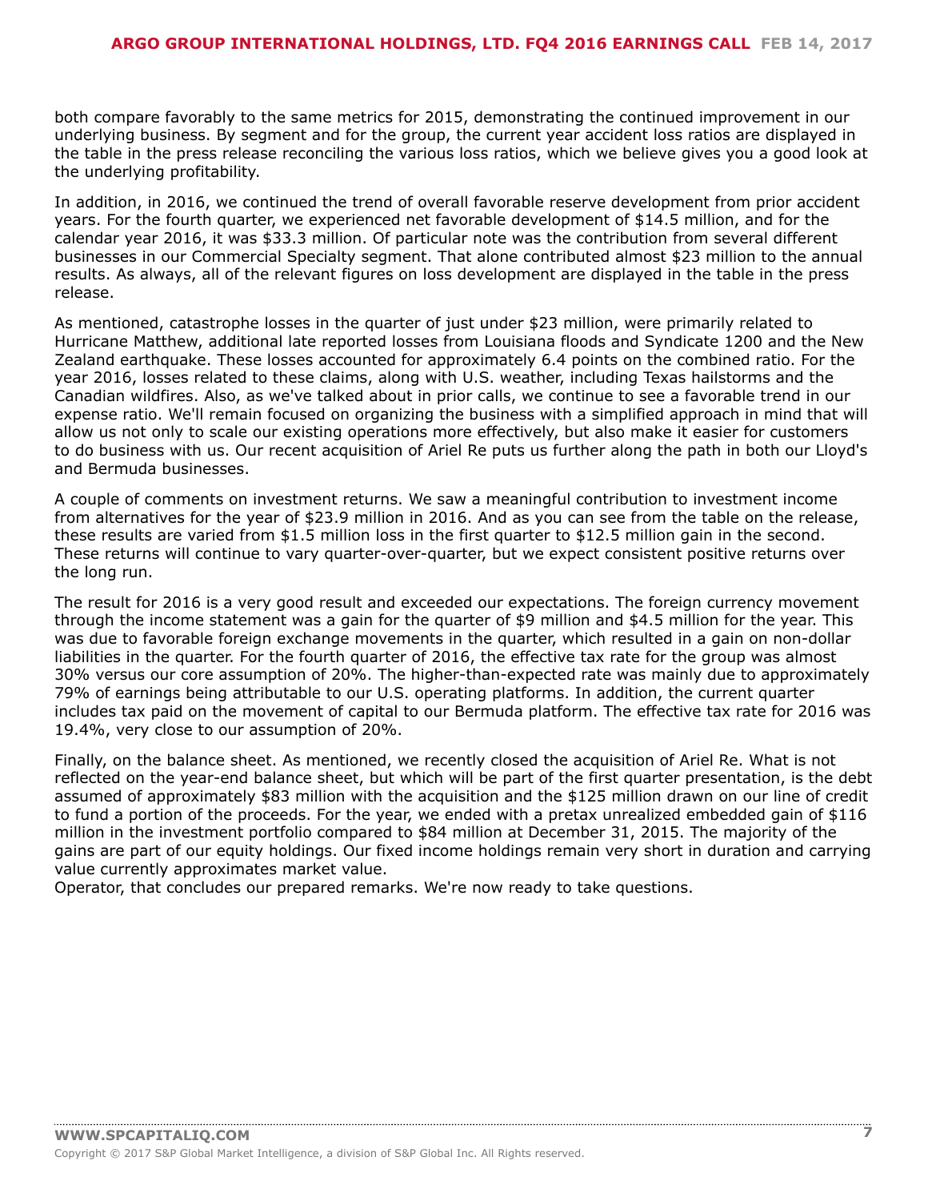both compare favorably to the same metrics for 2015, demonstrating the continued improvement in our underlying business. By segment and for the group, the current year accident loss ratios are displayed in the table in the press release reconciling the various loss ratios, which we believe gives you a good look at the underlying profitability.

In addition, in 2016, we continued the trend of overall favorable reserve development from prior accident years. For the fourth quarter, we experienced net favorable development of $14.5 million, and for the calendar year 2016, it was $33.3 million. Of particular note was the contribution from several different businesses in our Commercial Specialty segment. That alone contributed almost $23 million to the annual results. As always, all of the relevant figures on loss development are displayed in the table in the press release.

As mentioned, catastrophe losses in the quarter of just under $23 million, were primarily related to Hurricane Matthew, additional late reported losses from Louisiana floods and Syndicate 1200 and the New Zealand earthquake. These losses accounted for approximately 6.4 points on the combined ratio. For the year 2016, losses related to these claims, along with U.S. weather, including Texas hailstorms and the Canadian wildfires. Also, as we've talked about in prior calls, we continue to see a favorable trend in our expense ratio. We'll remain focused on organizing the business with a simplified approach in mind that will allow us not only to scale our existing operations more effectively, but also make it easier for customers to do business with us. Our recent acquisition of Ariel Re puts us further along the path in both our Lloyd's and Bermuda businesses.

A couple of comments on investment returns. We saw a meaningful contribution to investment income from alternatives for the year of $23.9 million in 2016. And as you can see from the table on the release, these results are varied from $1.5 million loss in the first quarter to $12.5 million gain in the second. These returns will continue to vary quarter-over-quarter, but we expect consistent positive returns over the long run.

The result for 2016 is a very good result and exceeded our expectations. The foreign currency movement through the income statement was a gain for the quarter of $9 million and $4.5 million for the year. This was due to favorable foreign exchange movements in the quarter, which resulted in a gain on non-dollar liabilities in the quarter. For the fourth quarter of 2016, the effective tax rate for the group was almost 30% versus our core assumption of 20%. The higher-than-expected rate was mainly due to approximately 79% of earnings being attributable to our U.S. operating platforms. In addition, the current quarter includes tax paid on the movement of capital to our Bermuda platform. The effective tax rate for 2016 was 19.4%, very close to our assumption of 20%.

Finally, on the balance sheet. As mentioned, we recently closed the acquisition of Ariel Re. What is not reflected on the year-end balance sheet, but which will be part of the first quarter presentation, is the debt assumed of approximately $83 million with the acquisition and the $125 million drawn on our line of credit to fund a portion of the proceeds. For the year, we ended with a pretax unrealized embedded gain of $116 million in the investment portfolio compared to $84 million at December 31, 2015. The majority of the gains are part of our equity holdings. Our fixed income holdings remain very short in duration and carrying value currently approximates market value.

Operator, that concludes our prepared remarks. We're now ready to take questions.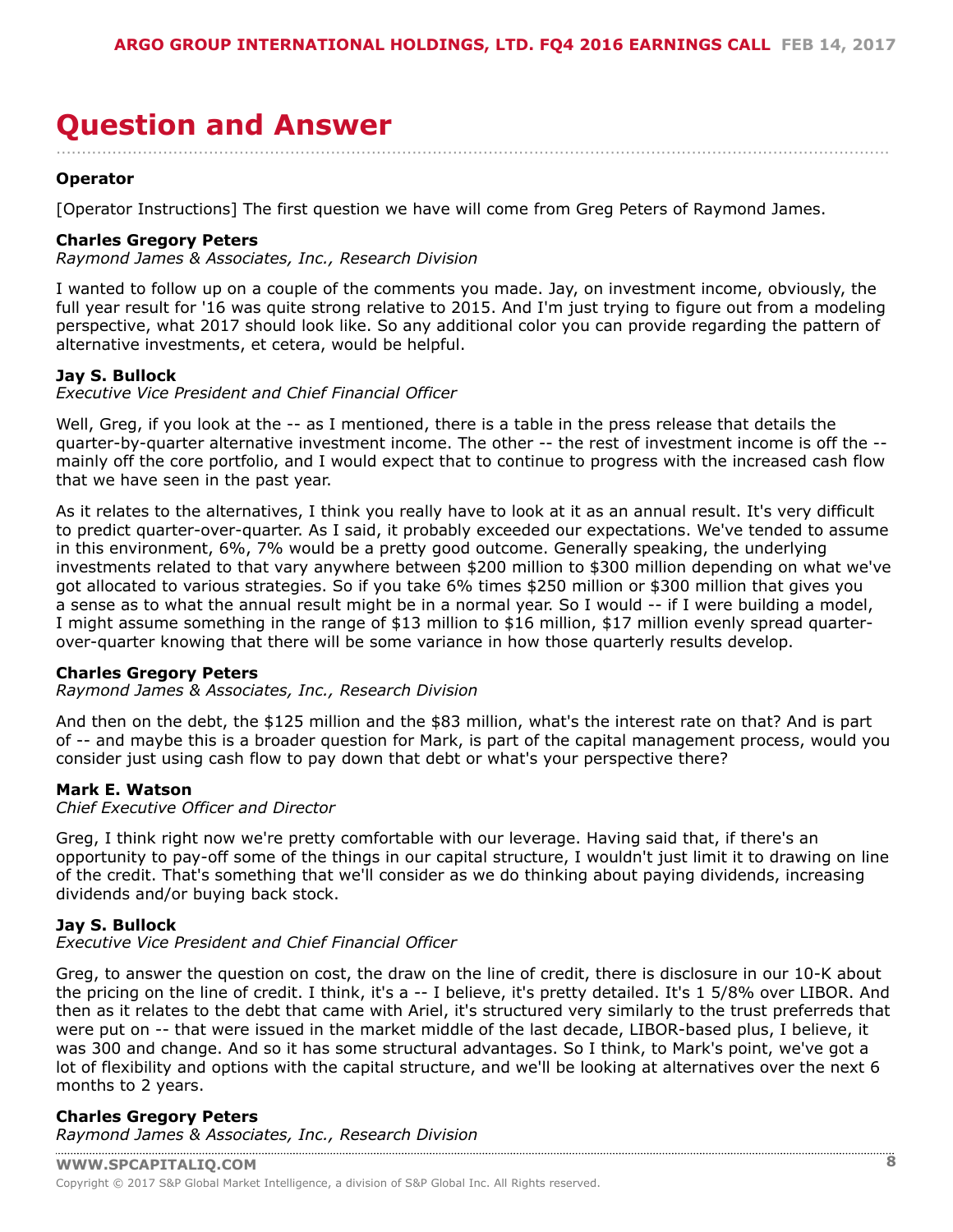# Question and Answer

**Operator**

[Operator Instructions] The first question we have will come from Greg Peters of Raymond James.

**Charles Gregory Peters**
*Raymond James & Associates, Inc., Research Division*

I wanted to follow up on a couple of the comments you made. Jay, on investment income, obviously, the full year result for '16 was quite strong relative to 2015. And I'm just trying to figure out from a modeling perspective, what 2017 should look like. So any additional color you can provide regarding the pattern of alternative investments, et cetera, would be helpful.

**Jay S. Bullock**
*Executive Vice President and Chief Financial Officer*

Well, Greg, if you look at the -- as I mentioned, there is a table in the press release that details the quarter-by-quarter alternative investment income. The other -- the rest of investment income is off the -- mainly off the core portfolio, and I would expect that to continue to progress with the increased cash flow that we have seen in the past year.

As it relates to the alternatives, I think you really have to look at it as an annual result. It's very difficult to predict quarter-over-quarter. As I said, it probably exceeded our expectations. We've tended to assume in this environment, 6%, 7% would be a pretty good outcome. Generally speaking, the underlying investments related to that vary anywhere between $200 million to $300 million depending on what we've got allocated to various strategies. So if you take 6% times $250 million or $300 million that gives you a sense as to what the annual result might be in a normal year. So I would -- if I were building a model, I might assume something in the range of $13 million to $16 million, $17 million evenly spread quarter-over-quarter knowing that there will be some variance in how those quarterly results develop.

**Charles Gregory Peters**
*Raymond James & Associates, Inc., Research Division*

And then on the debt, the $125 million and the $83 million, what's the interest rate on that? And is part of -- and maybe this is a broader question for Mark, is part of the capital management process, would you consider just using cash flow to pay down that debt or what's your perspective there?

**Mark E. Watson**
*Chief Executive Officer and Director*

Greg, I think right now we're pretty comfortable with our leverage. Having said that, if there's an opportunity to pay-off some of the things in our capital structure, I wouldn't just limit it to drawing on line of the credit. That's something that we'll consider as we do thinking about paying dividends, increasing dividends and/or buying back stock.

**Jay S. Bullock**
*Executive Vice President and Chief Financial Officer*

Greg, to answer the question on cost, the draw on the line of credit, there is disclosure in our 10-K about the pricing on the line of credit. I think, it's a -- I believe, it's pretty detailed. It's 1 5/8% over LIBOR. And then as it relates to the debt that came with Ariel, it's structured very similarly to the trust preferreds that were put on -- that were issued in the market middle of the last decade, LIBOR-based plus, I believe, it was 300 and change. And so it has some structural advantages. So I think, to Mark's point, we've got a lot of flexibility and options with the capital structure, and we'll be looking at alternatives over the next 6 months to 2 years.

**Charles Gregory Peters**
*Raymond James & Associates, Inc., Research Division*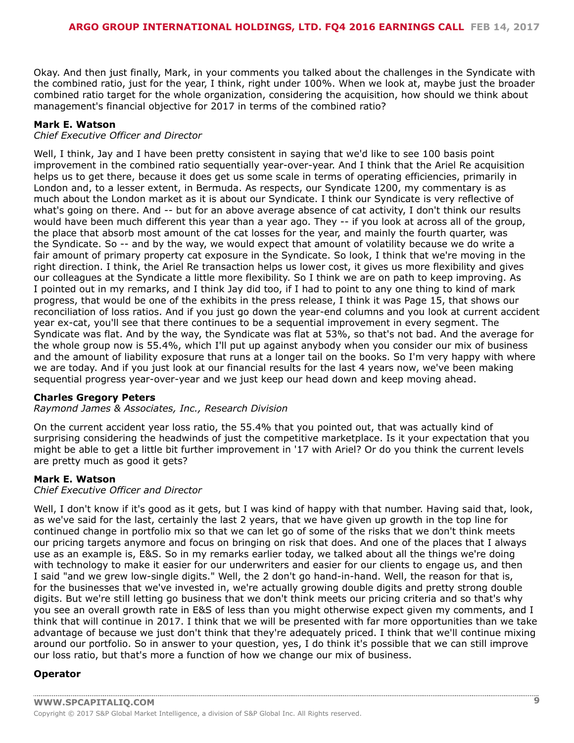Okay. And then just finally, Mark, in your comments you talked about the challenges in the Syndicate with the combined ratio, just for the year, I think, right under 100%. When we look at, maybe just the broader combined ratio target for the whole organization, considering the acquisition, how should we think about management's financial objective for 2017 in terms of the combined ratio?

**Mark E. Watson**
*Chief Executive Officer and Director*

Well, I think, Jay and I have been pretty consistent in saying that we'd like to see 100 basis point improvement in the combined ratio sequentially year-over-year. And I think that the Ariel Re acquisition helps us to get there, because it does get us some scale in terms of operating efficiencies, primarily in London and, to a lesser extent, in Bermuda. As respects, our Syndicate 1200, my commentary is as much about the London market as it is about our Syndicate. I think our Syndicate is very reflective of what's going on there. And -- but for an above average absence of cat activity, I don't think our results would have been much different this year than a year ago. They -- if you look at across all of the group, the place that absorb most amount of the cat losses for the year, and mainly the fourth quarter, was the Syndicate. So -- and by the way, we would expect that amount of volatility because we do write a fair amount of primary property cat exposure in the Syndicate. So look, I think that we're moving in the right direction. I think, the Ariel Re transaction helps us lower cost, it gives us more flexibility and gives our colleagues at the Syndicate a little more flexibility. So I think we are on path to keep improving. As I pointed out in my remarks, and I think Jay did too, if I had to point to any one thing to kind of mark progress, that would be one of the exhibits in the press release, I think it was Page 15, that shows our reconciliation of loss ratios. And if you just go down the year-end columns and you look at current accident year ex-cat, you'll see that there continues to be a sequential improvement in every segment. The Syndicate was flat. And by the way, the Syndicate was flat at 53%, so that's not bad. And the average for the whole group now is 55.4%, which I'll put up against anybody when you consider our mix of business and the amount of liability exposure that runs at a longer tail on the books. So I'm very happy with where we are today. And if you just look at our financial results for the last 4 years now, we've been making sequential progress year-over-year and we just keep our head down and keep moving ahead.

**Charles Gregory Peters**
*Raymond James & Associates, Inc., Research Division*

On the current accident year loss ratio, the 55.4% that you pointed out, that was actually kind of surprising considering the headwinds of just the competitive marketplace. Is it your expectation that you might be able to get a little bit further improvement in '17 with Ariel? Or do you think the current levels are pretty much as good it gets?

**Mark E. Watson**
*Chief Executive Officer and Director*

Well, I don't know if it's good as it gets, but I was kind of happy with that number. Having said that, look, as we've said for the last, certainly the last 2 years, that we have given up growth in the top line for continued change in portfolio mix so that we can let go of some of the risks that we don't think meets our pricing targets anymore and focus on bringing on risk that does. And one of the places that I always use as an example is, E&S. So in my remarks earlier today, we talked about all the things we're doing with technology to make it easier for our underwriters and easier for our clients to engage us, and then I said "and we grew low-single digits." Well, the 2 don't go hand-in-hand. Well, the reason for that is, for the businesses that we've invested in, we're actually growing double digits and pretty strong double digits. But we're still letting go business that we don't think meets our pricing criteria and so that's why you see an overall growth rate in E&S of less than you might otherwise expect given my comments, and I think that will continue in 2017. I think that we will be presented with far more opportunities than we take advantage of because we just don't think that they're adequately priced. I think that we'll continue mixing around our portfolio. So in answer to your question, yes, I do think it's possible that we can still improve our loss ratio, but that's more a function of how we change our mix of business.

**Operator**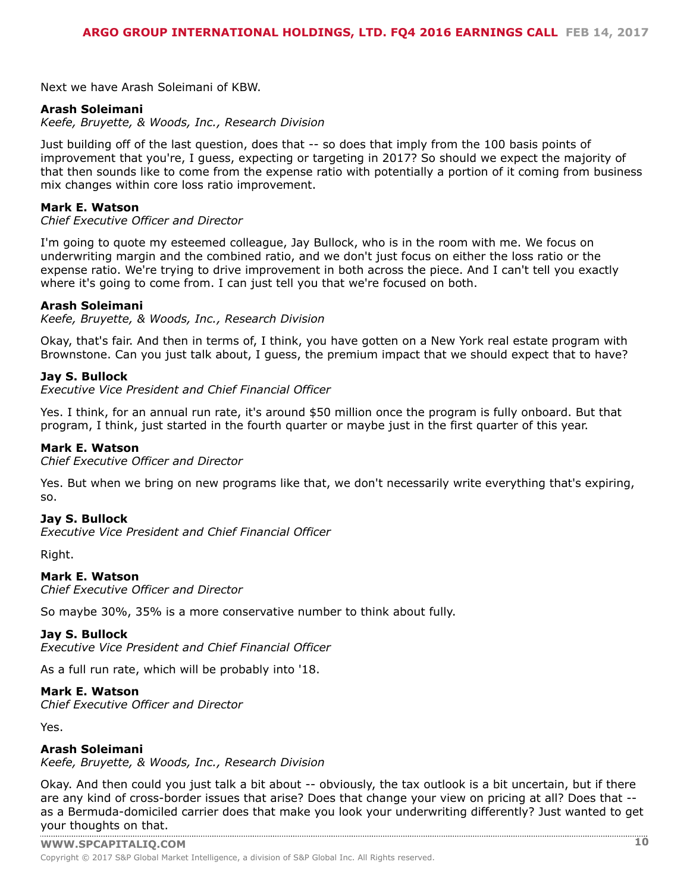Next we have Arash Soleimani of KBW.

**Arash Soleimani**
*Keefe, Bruyette, & Woods, Inc., Research Division*

Just building off of the last question, does that -- so does that imply from the 100 basis points of improvement that you're, I guess, expecting or targeting in 2017? So should we expect the majority of that then sounds like to come from the expense ratio with potentially a portion of it coming from business mix changes within core loss ratio improvement.

**Mark E. Watson**
*Chief Executive Officer and Director*

I'm going to quote my esteemed colleague, Jay Bullock, who is in the room with me. We focus on underwriting margin and the combined ratio, and we don't just focus on either the loss ratio or the expense ratio. We're trying to drive improvement in both across the piece. And I can't tell you exactly where it's going to come from. I can just tell you that we're focused on both.

**Arash Soleimani**
*Keefe, Bruyette, & Woods, Inc., Research Division*

Okay, that's fair. And then in terms of, I think, you have gotten on a New York real estate program with Brownstone. Can you just talk about, I guess, the premium impact that we should expect that to have?

**Jay S. Bullock**
*Executive Vice President and Chief Financial Officer*

Yes. I think, for an annual run rate, it's around $50 million once the program is fully onboard. But that program, I think, just started in the fourth quarter or maybe just in the first quarter of this year.

**Mark E. Watson**
*Chief Executive Officer and Director*

Yes. But when we bring on new programs like that, we don't necessarily write everything that's expiring, so.

**Jay S. Bullock**
*Executive Vice President and Chief Financial Officer*

Right.

**Mark E. Watson**
*Chief Executive Officer and Director*

So maybe 30%, 35% is a more conservative number to think about fully.

**Jay S. Bullock**
*Executive Vice President and Chief Financial Officer*

As a full run rate, which will be probably into '18.

**Mark E. Watson**
*Chief Executive Officer and Director*

Yes.

**Arash Soleimani**
*Keefe, Bruyette, & Woods, Inc., Research Division*

Okay. And then could you just talk a bit about -- obviously, the tax outlook is a bit uncertain, but if there are any kind of cross-border issues that arise? Does that change your view on pricing at all? Does that -- as a Bermuda-domiciled carrier does that make you look your underwriting differently? Just wanted to get your thoughts on that.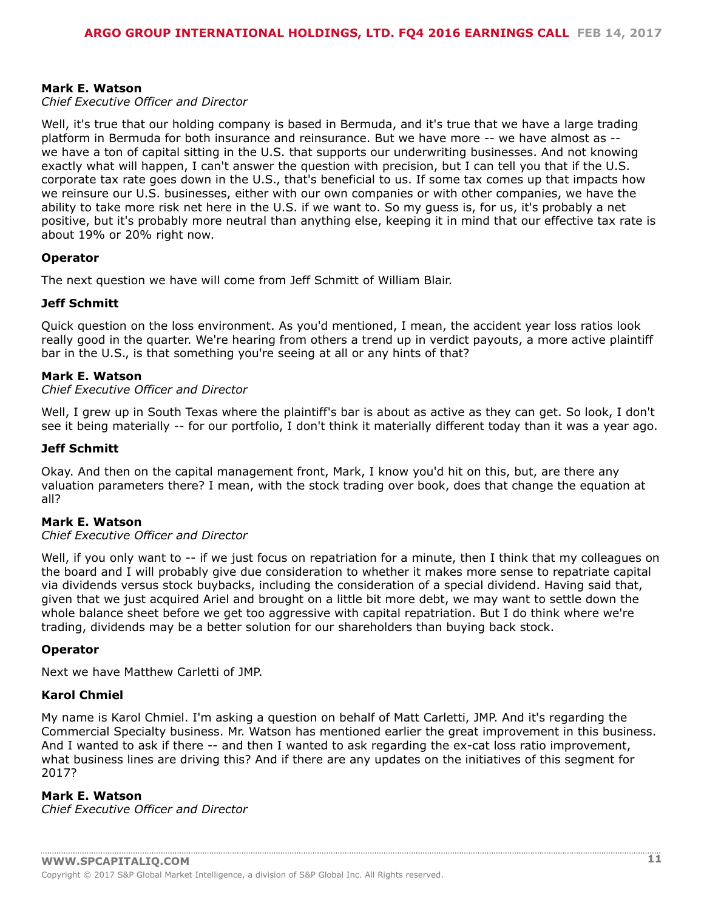**Mark E. Watson**
*Chief Executive Officer and Director*

Well, it's true that our holding company is based in Bermuda, and it's true that we have a large trading platform in Bermuda for both insurance and reinsurance. But we have more -- we have almost as -- we have a ton of capital sitting in the U.S. that supports our underwriting businesses. And not knowing exactly what will happen, I can't answer the question with precision, but I can tell you that if the U.S. corporate tax rate goes down in the U.S., that's beneficial to us. If some tax comes up that impacts how we reinsure our U.S. businesses, either with our own companies or with other companies, we have the ability to take more risk net here in the U.S. if we want to. So my guess is, for us, it's probably a net positive, but it's probably more neutral than anything else, keeping it in mind that our effective tax rate is about 19% or 20% right now.

**Operator**

The next question we have will come from Jeff Schmitt of William Blair.

**Jeff Schmitt**

Quick question on the loss environment. As you'd mentioned, I mean, the accident year loss ratios look really good in the quarter. We're hearing from others a trend up in verdict payouts, a more active plaintiff bar in the U.S., is that something you're seeing at all or any hints of that?

**Mark E. Watson**
*Chief Executive Officer and Director*

Well, I grew up in South Texas where the plaintiff's bar is about as active as they can get. So look, I don't see it being materially -- for our portfolio, I don't think it materially different today than it was a year ago.

**Jeff Schmitt**

Okay. And then on the capital management front, Mark, I know you'd hit on this, but, are there any valuation parameters there? I mean, with the stock trading over book, does that change the equation at all?

**Mark E. Watson**
*Chief Executive Officer and Director*

Well, if you only want to -- if we just focus on repatriation for a minute, then I think that my colleagues on the board and I will probably give due consideration to whether it makes more sense to repatriate capital via dividends versus stock buybacks, including the consideration of a special dividend. Having said that, given that we just acquired Ariel and brought on a little bit more debt, we may want to settle down the whole balance sheet before we get too aggressive with capital repatriation. But I do think where we're trading, dividends may be a better solution for our shareholders than buying back stock.

**Operator**

Next we have Matthew Carletti of JMP.

**Karol Chmiel**

My name is Karol Chmiel. I'm asking a question on behalf of Matt Carletti, JMP. And it's regarding the Commercial Specialty business. Mr. Watson has mentioned earlier the great improvement in this business. And I wanted to ask if there -- and then I wanted to ask regarding the ex-cat loss ratio improvement, what business lines are driving this? And if there are any updates on the initiatives of this segment for 2017?

**Mark E. Watson**
*Chief Executive Officer and Director*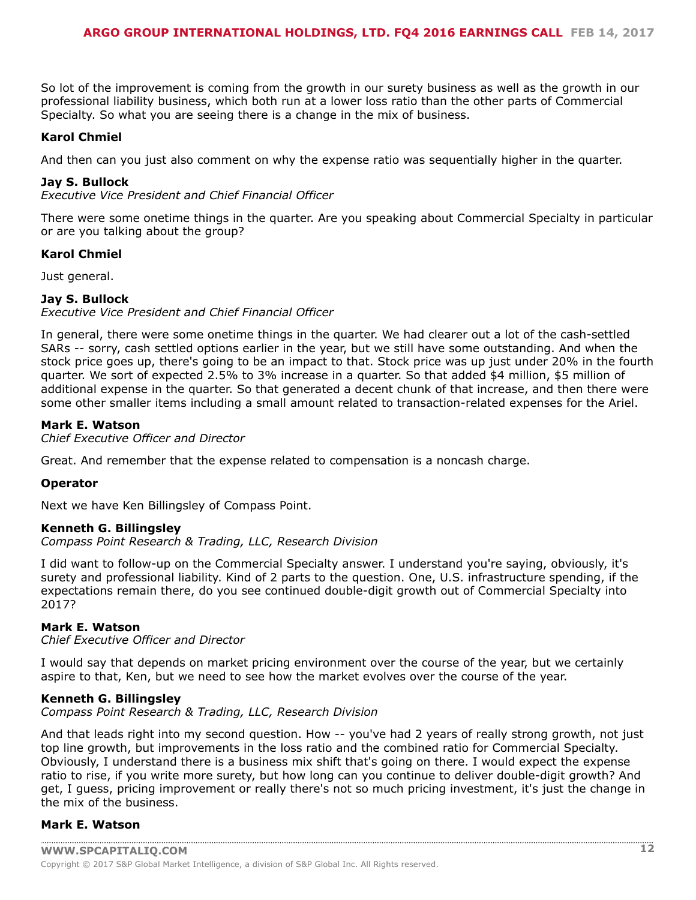So lot of the improvement is coming from the growth in our surety business as well as the growth in our professional liability business, which both run at a lower loss ratio than the other parts of Commercial Specialty. So what you are seeing there is a change in the mix of business.

**Karol Chmiel**

And then can you just also comment on why the expense ratio was sequentially higher in the quarter.

**Jay S. Bullock**
*Executive Vice President and Chief Financial Officer*

There were some onetime things in the quarter. Are you speaking about Commercial Specialty in particular or are you talking about the group?

**Karol Chmiel**

Just general.

**Jay S. Bullock**
*Executive Vice President and Chief Financial Officer*

In general, there were some onetime things in the quarter. We had clearer out a lot of the cash-settled SARs -- sorry, cash settled options earlier in the year, but we still have some outstanding. And when the stock price goes up, there's going to be an impact to that. Stock price was up just under 20% in the fourth quarter. We sort of expected 2.5% to 3% increase in a quarter. So that added $4 million, $5 million of additional expense in the quarter. So that generated a decent chunk of that increase, and then there were some other smaller items including a small amount related to transaction-related expenses for the Ariel.

**Mark E. Watson**
*Chief Executive Officer and Director*

Great. And remember that the expense related to compensation is a noncash charge.

**Operator**

Next we have Ken Billingsley of Compass Point.

**Kenneth G. Billingsley**
*Compass Point Research & Trading, LLC, Research Division*

I did want to follow-up on the Commercial Specialty answer. I understand you're saying, obviously, it's surety and professional liability. Kind of 2 parts to the question. One, U.S. infrastructure spending, if the expectations remain there, do you see continued double-digit growth out of Commercial Specialty into 2017?

**Mark E. Watson**
*Chief Executive Officer and Director*

I would say that depends on market pricing environment over the course of the year, but we certainly aspire to that, Ken, but we need to see how the market evolves over the course of the year.

**Kenneth G. Billingsley**
*Compass Point Research & Trading, LLC, Research Division*

And that leads right into my second question. How -- you've had 2 years of really strong growth, not just top line growth, but improvements in the loss ratio and the combined ratio for Commercial Specialty. Obviously, I understand there is a business mix shift that's going on there. I would expect the expense ratio to rise, if you write more surety, but how long can you continue to deliver double-digit growth? And get, I guess, pricing improvement or really there's not so much pricing investment, it's just the change in the mix of the business.

**Mark E. Watson**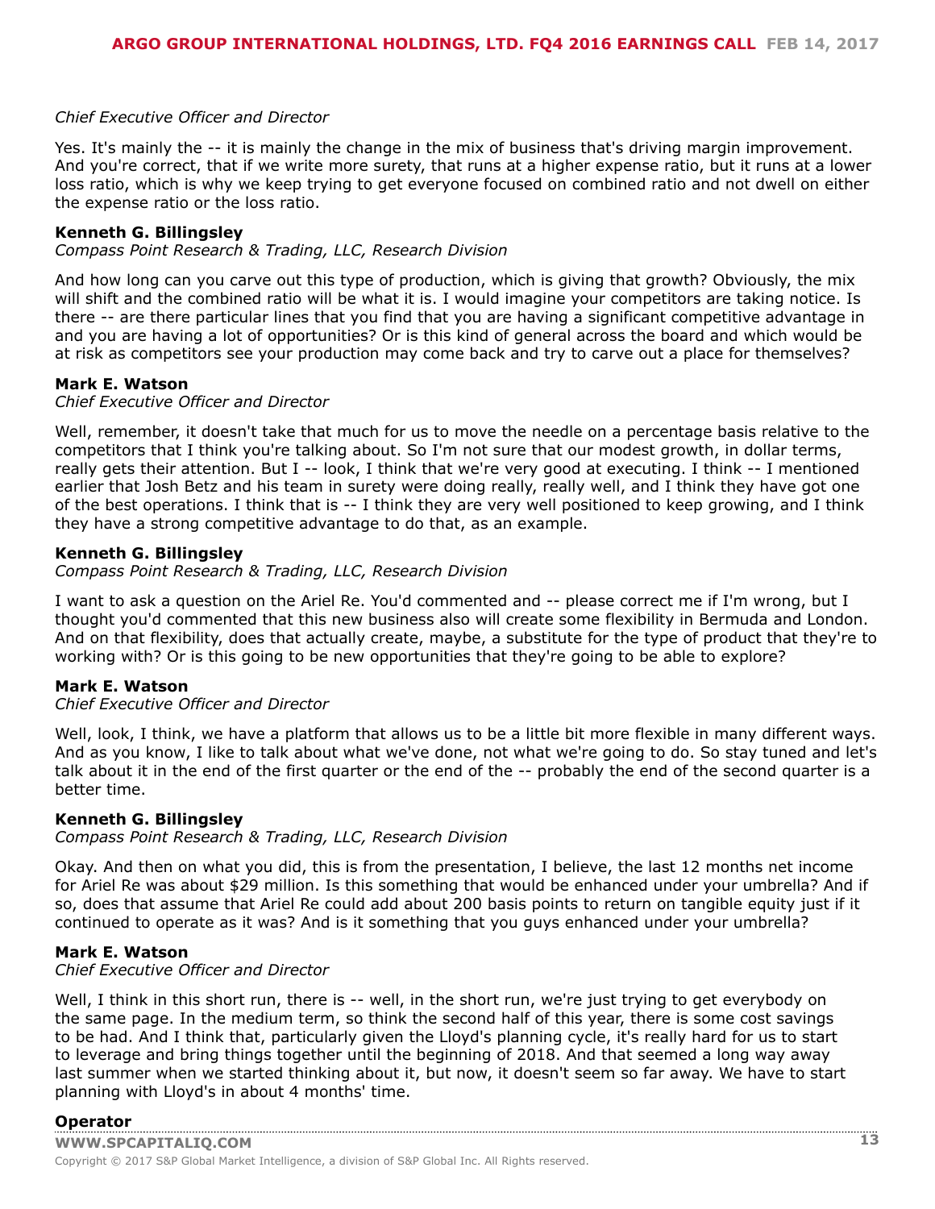*Chief Executive Officer and Director*

Yes. It's mainly the -- it is mainly the change in the mix of business that's driving margin improvement. And you're correct, that if we write more surety, that runs at a higher expense ratio, but it runs at a lower loss ratio, which is why we keep trying to get everyone focused on combined ratio and not dwell on either the expense ratio or the loss ratio.

**Kenneth G. Billingsley**
*Compass Point Research & Trading, LLC, Research Division*

And how long can you carve out this type of production, which is giving that growth? Obviously, the mix will shift and the combined ratio will be what it is. I would imagine your competitors are taking notice. Is there -- are there particular lines that you find that you are having a significant competitive advantage in and you are having a lot of opportunities? Or is this kind of general across the board and which would be at risk as competitors see your production may come back and try to carve out a place for themselves?

**Mark E. Watson**
*Chief Executive Officer and Director*

Well, remember, it doesn't take that much for us to move the needle on a percentage basis relative to the competitors that I think you're talking about. So I'm not sure that our modest growth, in dollar terms, really gets their attention. But I -- look, I think that we're very good at executing. I think -- I mentioned earlier that Josh Betz and his team in surety were doing really, really well, and I think they have got one of the best operations. I think that is -- I think they are very well positioned to keep growing, and I think they have a strong competitive advantage to do that, as an example.

**Kenneth G. Billingsley**
*Compass Point Research & Trading, LLC, Research Division*

I want to ask a question on the Ariel Re. You'd commented and -- please correct me if I'm wrong, but I thought you'd commented that this new business also will create some flexibility in Bermuda and London. And on that flexibility, does that actually create, maybe, a substitute for the type of product that they're to working with? Or is this going to be new opportunities that they're going to be able to explore?

**Mark E. Watson**
*Chief Executive Officer and Director*

Well, look, I think, we have a platform that allows us to be a little bit more flexible in many different ways. And as you know, I like to talk about what we've done, not what we're going to do. So stay tuned and let's talk about it in the end of the first quarter or the end of the -- probably the end of the second quarter is a better time.

**Kenneth G. Billingsley**
*Compass Point Research & Trading, LLC, Research Division*

Okay. And then on what you did, this is from the presentation, I believe, the last 12 months net income for Ariel Re was about $29 million. Is this something that would be enhanced under your umbrella? And if so, does that assume that Ariel Re could add about 200 basis points to return on tangible equity just if it continued to operate as it was? And is it something that you guys enhanced under your umbrella?

**Mark E. Watson**
*Chief Executive Officer and Director*

Well, I think in this short run, there is -- well, in the short run, we're just trying to get everybody on the same page. In the medium term, so think the second half of this year, there is some cost savings to be had. And I think that, particularly given the Lloyd's planning cycle, it's really hard for us to start to leverage and bring things together until the beginning of 2018. And that seemed a long way away last summer when we started thinking about it, but now, it doesn't seem so far away. We have to start planning with Lloyd's in about 4 months' time.

**Operator**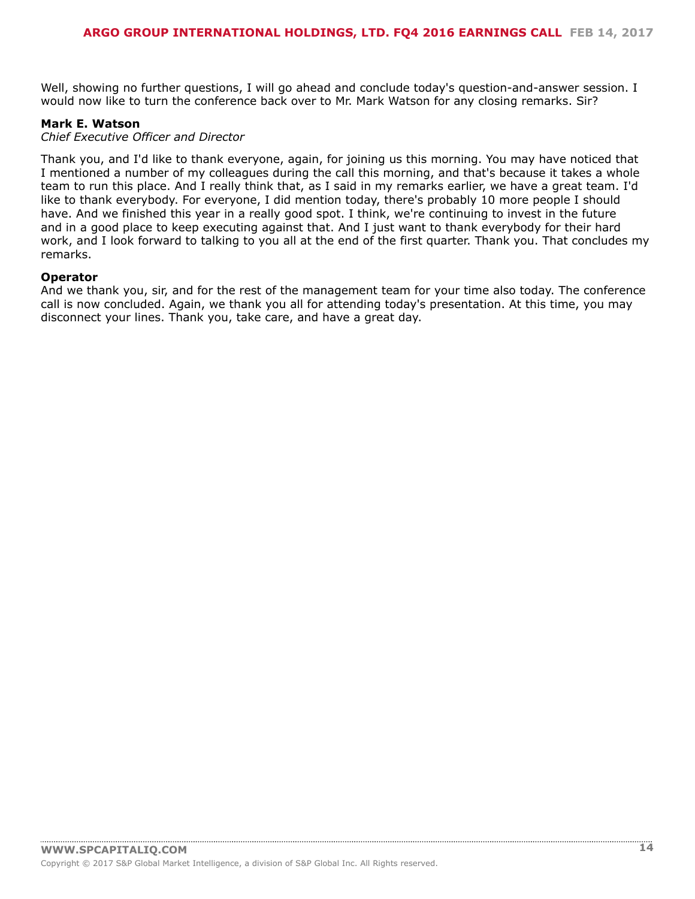Well, showing no further questions, I will go ahead and conclude today's question-and-answer session. I would now like to turn the conference back over to Mr. Mark Watson for any closing remarks. Sir?

**Mark E. Watson**
*Chief Executive Officer and Director*

Thank you, and I'd like to thank everyone, again, for joining us this morning. You may have noticed that I mentioned a number of my colleagues during the call this morning, and that's because it takes a whole team to run this place. And I really think that, as I said in my remarks earlier, we have a great team. I'd like to thank everybody. For everyone, I did mention today, there's probably 10 more people I should have. And we finished this year in a really good spot. I think, we're continuing to invest in the future and in a good place to keep executing against that. And I just want to thank everybody for their hard work, and I look forward to talking to you all at the end of the first quarter. Thank you. That concludes my remarks.

**Operator**
And we thank you, sir, and for the rest of the management team for your time also today. The conference call is now concluded. Again, we thank you all for attending today's presentation. At this time, you may disconnect your lines. Thank you, take care, and have a great day.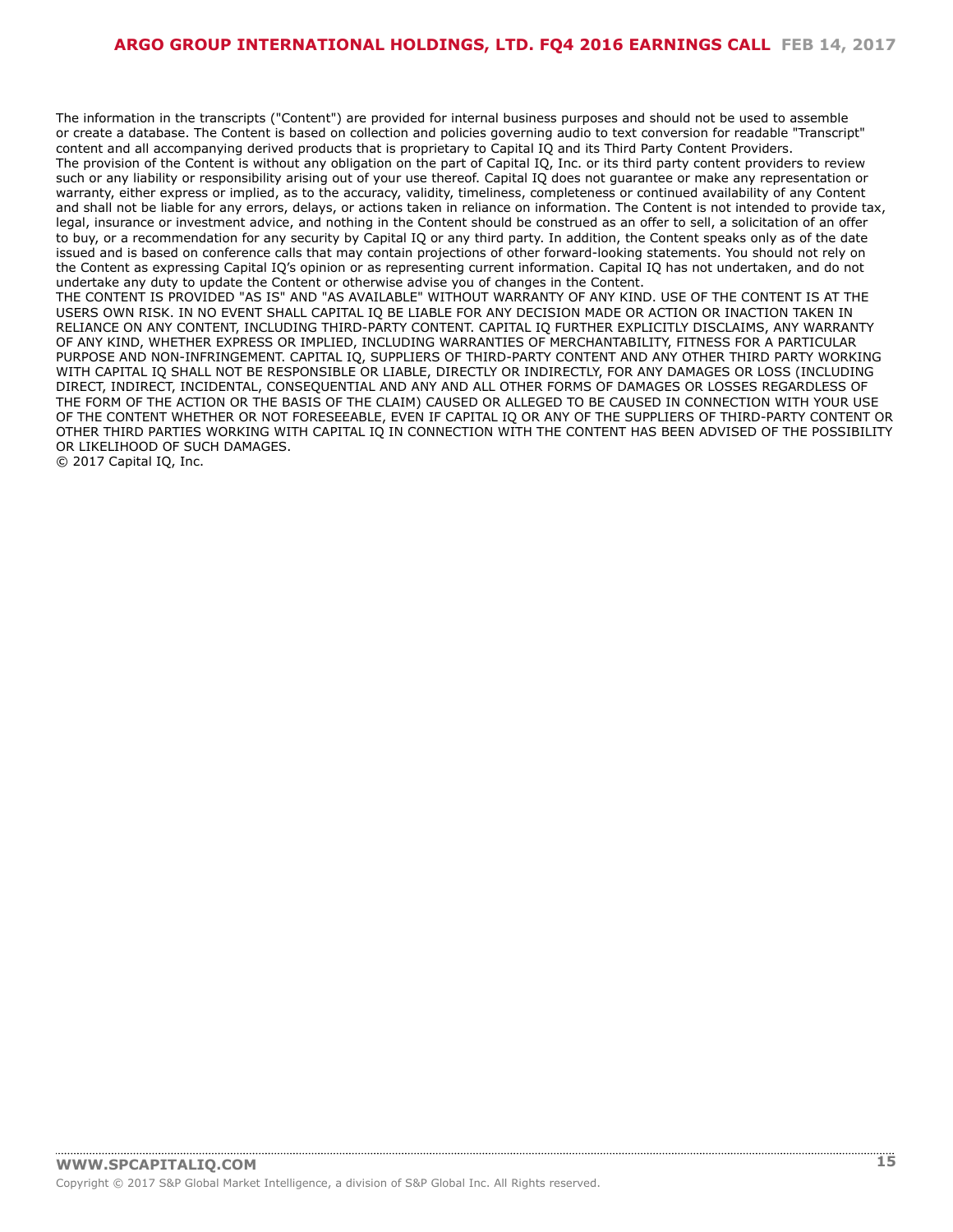The information in the transcripts ("Content") are provided for internal business purposes and should not be used to assemble or create a database. The Content is based on collection and policies governing audio to text conversion for readable "Transcript" content and all accompanying derived products that is proprietary to Capital IQ and its Third Party Content Providers.
The provision of the Content is without any obligation on the part of Capital IQ, Inc. or its third party content providers to review such or any liability or responsibility arising out of your use thereof. Capital IQ does not guarantee or make any representation or warranty, either express or implied, as to the accuracy, validity, timeliness, completeness or continued availability of any Content and shall not be liable for any errors, delays, or actions taken in reliance on information. The Content is not intended to provide tax, legal, insurance or investment advice, and nothing in the Content should be construed as an offer to sell, a solicitation of an offer to buy, or a recommendation for any security by Capital IQ or any third party. In addition, the Content speaks only as of the date issued and is based on conference calls that may contain projections of other forward-looking statements. You should not rely on the Content as expressing Capital IQ's opinion or as representing current information. Capital IQ has not undertaken, and do not undertake any duty to update the Content or otherwise advise you of changes in the Content.
THE CONTENT IS PROVIDED "AS IS" AND "AS AVAILABLE" WITHOUT WARRANTY OF ANY KIND. USE OF THE CONTENT IS AT THE USERS OWN RISK. IN NO EVENT SHALL CAPITAL IQ BE LIABLE FOR ANY DECISION MADE OR ACTION OR INACTION TAKEN IN RELIANCE ON ANY CONTENT, INCLUDING THIRD-PARTY CONTENT. CAPITAL IQ FURTHER EXPLICITLY DISCLAIMS, ANY WARRANTY OF ANY KIND, WHETHER EXPRESS OR IMPLIED, INCLUDING WARRANTIES OF MERCHANTABILITY, FITNESS FOR A PARTICULAR PURPOSE AND NON-INFRINGEMENT. CAPITAL IQ, SUPPLIERS OF THIRD-PARTY CONTENT AND ANY OTHER THIRD PARTY WORKING WITH CAPITAL IQ SHALL NOT BE RESPONSIBLE OR LIABLE, DIRECTLY OR INDIRECTLY, FOR ANY DAMAGES OR LOSS (INCLUDING DIRECT, INDIRECT, INCIDENTAL, CONSEQUENTIAL AND ANY AND ALL OTHER FORMS OF DAMAGES OR LOSSES REGARDLESS OF THE FORM OF THE ACTION OR THE BASIS OF THE CLAIM) CAUSED OR ALLEGED TO BE CAUSED IN CONNECTION WITH YOUR USE OF THE CONTENT WHETHER OR NOT FORESEEABLE, EVEN IF CAPITAL IQ OR ANY OF THE SUPPLIERS OF THIRD-PARTY CONTENT OR OTHER THIRD PARTIES WORKING WITH CAPITAL IQ IN CONNECTION WITH THE CONTENT HAS BEEN ADVISED OF THE POSSIBILITY OR LIKELIHOOD OF SUCH DAMAGES.
© 2017 Capital IQ, Inc.